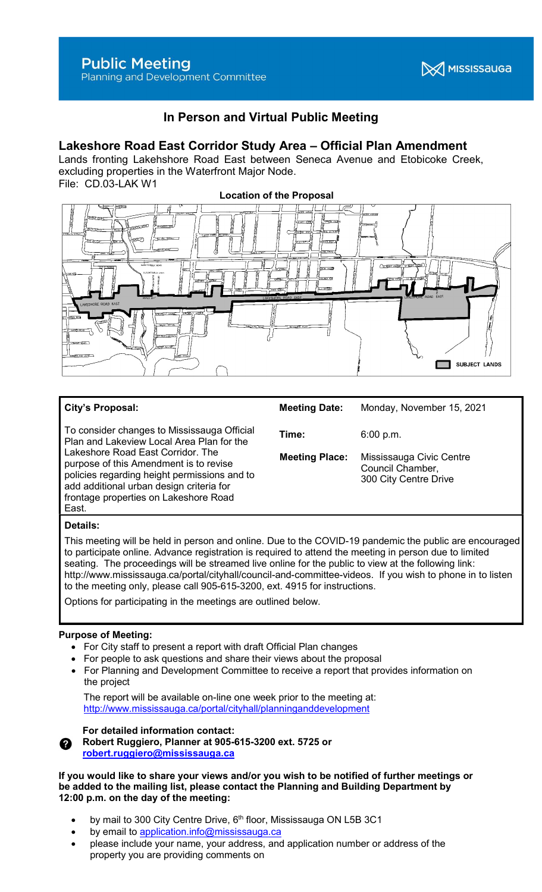# Public Meeting
Planning and Development Committee

MISSISSAUGA

## In Person and Virtual Public Meeting

## Lakeshore Road East Corridor Study Area – Official Plan Amendment

Lands fronting Lakehshore Road East between Seneca Avenue and Etobicoke Creek, excluding properties in the Waterfront Major Node.
File: CD.03-LAK W1

**Location of the Proposal**

SUBJECT LANDS

| **City's Proposal:** | **Meeting Date:** | Monday, November 15, 2021 |
|---|---|---|
| To consider changes to Mississauga Official Plan and Lakeview Local Area Plan for the Lakeshore Road East Corridor. The purpose of this Amendment is to revise policies regarding height permissions and to add additional urban design criteria for frontage properties on Lakeshore Road East. | **Time:** | 6:00 p.m. |
| | **Meeting Place:** | Mississauga Civic Centre Council Chamber, 300 City Centre Drive |

**Details:**

This meeting will be held in person and online. Due to the COVID-19 pandemic the public are encouraged to participate online. Advance registration is required to attend the meeting in person due to limited seating. The proceedings will be streamed live online for the public to view at the following link: http://www.mississauga.ca/portal/cityhall/council-and-committee-videos. If you wish to phone in to listen to the meeting only, please call 905-615-3200, ext. 4915 for instructions.

Options for participating in the meetings are outlined below.

**Purpose of Meeting:**

- For City staff to present a report with draft Official Plan changes
- For people to ask questions and share their views about the proposal
- For Planning and Development Committee to receive a report that provides information on the project

The report will be available on-line one week prior to the meeting at: http://www.mississauga.ca/portal/cityhall/planninganddevelopment

**For detailed information contact:**
**Robert Ruggiero, Planner at 905-615-3200 ext. 5725 or robert.ruggiero@mississauga.ca**

**If you would like to share your views and/or you wish to be notified of further meetings or be added to the mailing list, please contact the Planning and Building Department by 12:00 p.m. on the day of the meeting:**

- by mail to 300 City Centre Drive, 6th floor, Mississauga ON L5B 3C1
- by email to application.info@mississauga.ca
- please include your name, your address, and application number or address of the property you are providing comments on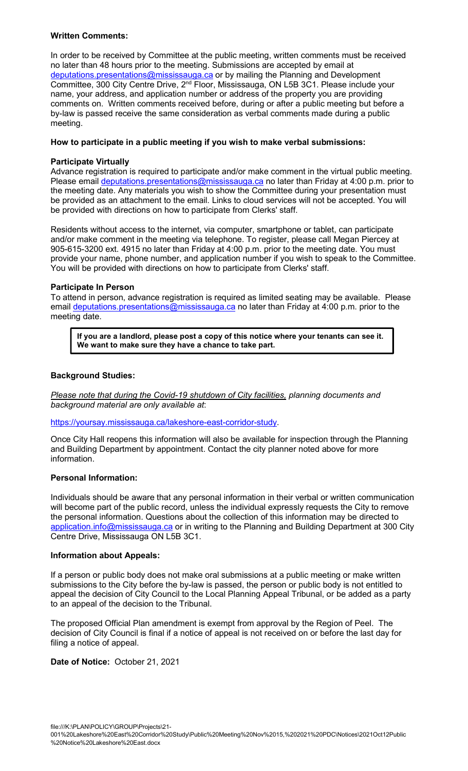**Written Comments:**

In order to be received by Committee at the public meeting, written comments must be received no later than 48 hours prior to the meeting. Submissions are accepted by email at deputations.presentations@mississauga.ca or by mailing the Planning and Development Committee, 300 City Centre Drive, 2nd Floor, Mississauga, ON L5B 3C1. Please include your name, your address, and application number or address of the property you are providing comments on. Written comments received before, during or after a public meeting but before a by-law is passed receive the same consideration as verbal comments made during a public meeting.

**How to participate in a public meeting if you wish to make verbal submissions:**

**Participate Virtually**
Advance registration is required to participate and/or make comment in the virtual public meeting. Please email deputations.presentations@mississauga.ca no later than Friday at 4:00 p.m. prior to the meeting date. Any materials you wish to show the Committee during your presentation must be provided as an attachment to the email. Links to cloud services will not be accepted. You will be provided with directions on how to participate from Clerks' staff.

Residents without access to the internet, via computer, smartphone or tablet, can participate and/or make comment in the meeting via telephone. To register, please call Megan Piercey at 905-615-3200 ext. 4915 no later than Friday at 4:00 p.m. prior to the meeting date. You must provide your name, phone number, and application number if you wish to speak to the Committee. You will be provided with directions on how to participate from Clerks' staff.

**Participate In Person**
To attend in person, advance registration is required as limited seating may be available. Please email deputations.presentations@mississauga.ca no later than Friday at 4:00 p.m. prior to the meeting date.

**If you are a landlord, please post a copy of this notice where your tenants can see it. We want to make sure they have a chance to take part.**

**Background Studies:**

*Please note that during the Covid-19 shutdown of City facilities, planning documents and background material are only available at*:

https://yoursay.mississauga.ca/lakeshore-east-corridor-study.

Once City Hall reopens this information will also be available for inspection through the Planning and Building Department by appointment. Contact the city planner noted above for more information.

**Personal Information:**

Individuals should be aware that any personal information in their verbal or written communication will become part of the public record, unless the individual expressly requests the City to remove the personal information. Questions about the collection of this information may be directed to application.info@mississauga.ca or in writing to the Planning and Building Department at 300 City Centre Drive, Mississauga ON L5B 3C1.

**Information about Appeals:**

If a person or public body does not make oral submissions at a public meeting or make written submissions to the City before the by-law is passed, the person or public body is not entitled to appeal the decision of City Council to the Local Planning Appeal Tribunal, or be added as a party to an appeal of the decision to the Tribunal.

The proposed Official Plan amendment is exempt from approval by the Region of Peel. The decision of City Council is final if a notice of appeal is not received on or before the last day for filing a notice of appeal.

**Date of Notice:** October 21, 2021